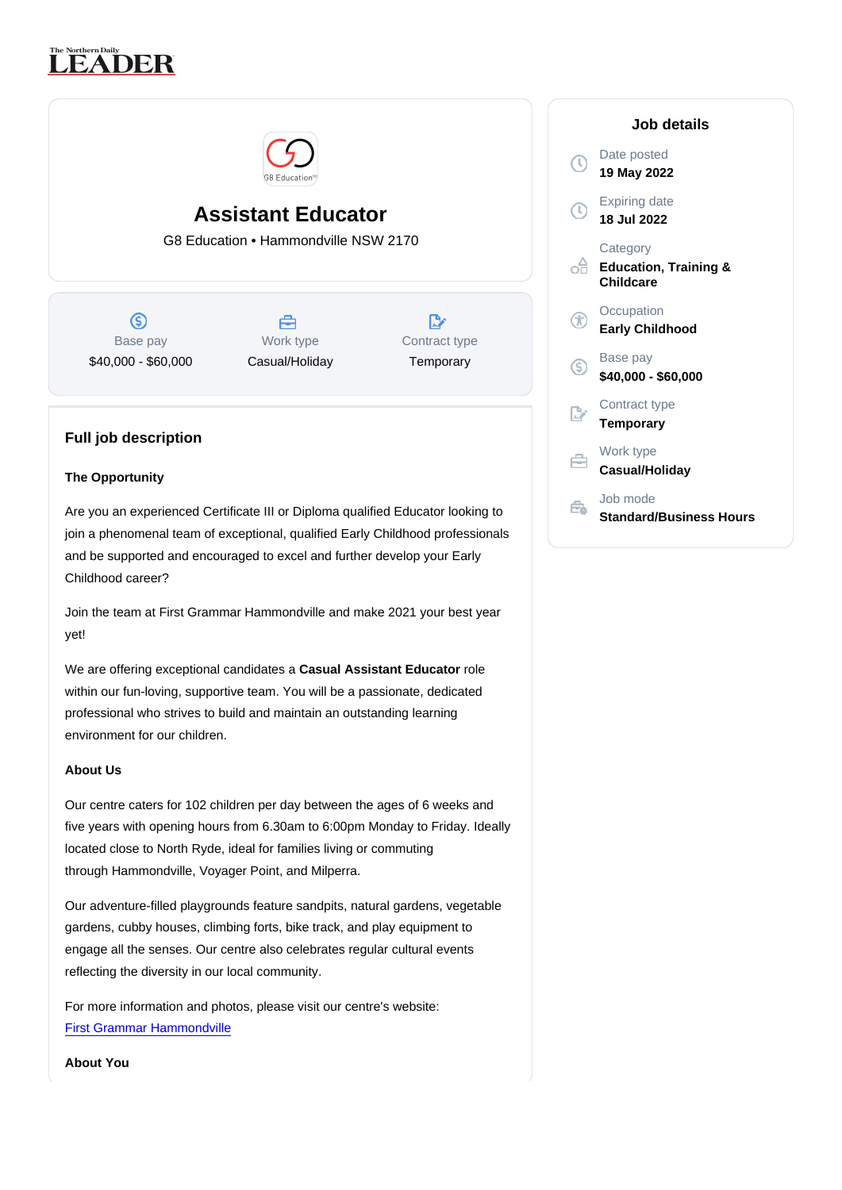The Northern Daily LEADER

# Assistant Educator

G8 Education • Hammondville NSW 2170

| Base pay | Work type | Contract type |
| --- | --- | --- |
| $40,000 - $60,000 | Casual/Holiday | Temporary |

## Job details

Date posted
**19 May 2022**

Expiring date
**18 Jul 2022**

Category
**Education, Training & Childcare**

Occupation
**Early Childhood**

Base pay
**$40,000 - $60,000**

Contract type
**Temporary**

Work type
**Casual/Holiday**

Job mode
**Standard/Business Hours**

## Full job description

**The Opportunity**

Are you an experienced Certificate III or Diploma qualified Educator looking to join a phenomenal team of exceptional, qualified Early Childhood professionals and be supported and encouraged to excel and further develop your Early Childhood career?

Join the team at First Grammar Hammondville and make 2021 your best year yet!

We are offering exceptional candidates a **Casual Assistant Educator** role within our fun-loving, supportive team. You will be a passionate, dedicated professional who strives to build and maintain an outstanding learning environment for our children.

**About Us**

Our centre caters for 102 children per day between the ages of 6 weeks and five years with opening hours from 6.30am to 6:00pm Monday to Friday. Ideally located close to North Ryde, ideal for families living or commuting through Hammondville, Voyager Point, and Milperra.

Our adventure-filled playgrounds feature sandpits, natural gardens, vegetable gardens, cubby houses, climbing forts, bike track, and play equipment to engage all the senses. Our centre also celebrates regular cultural events reflecting the diversity in our local community.

For more information and photos, please visit our centre's website:
First Grammar Hammondville

**About You**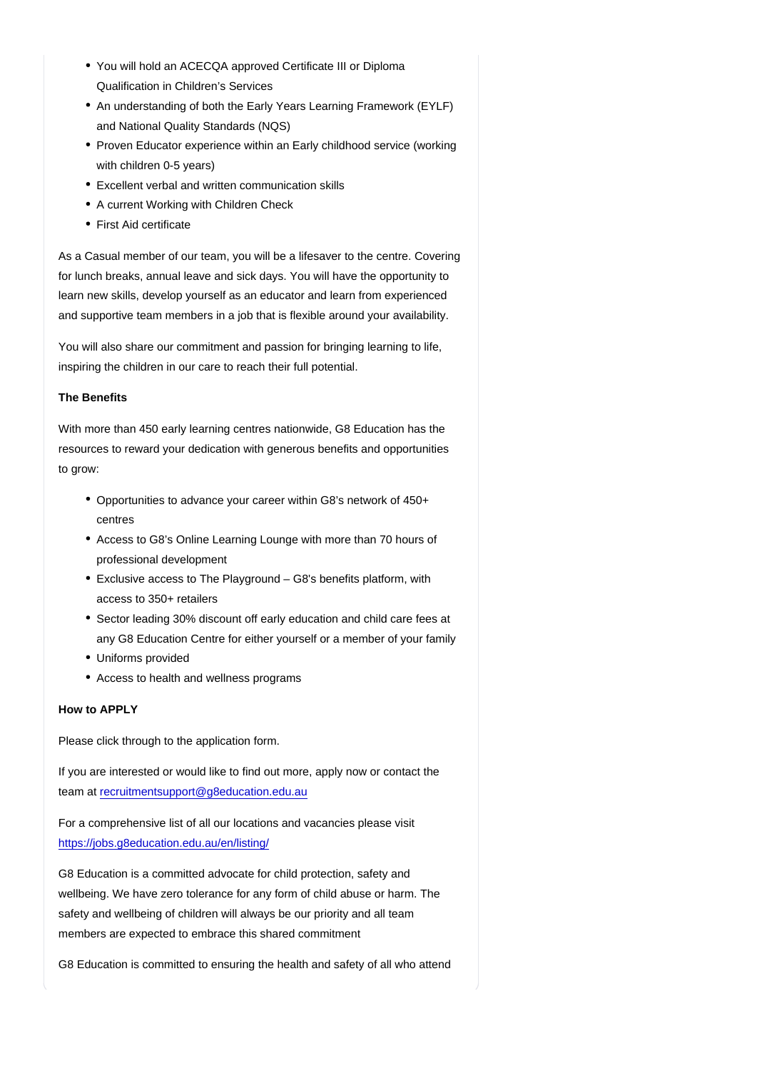- You will hold an ACECQA approved Certificate III or Diploma Qualification in Children's Services
- An understanding of both the Early Years Learning Framework (EYLF) and National Quality Standards (NQS)
- Proven Educator experience within an Early childhood service (working with children 0-5 years)
- Excellent verbal and written communication skills
- A current Working with Children Check
- First Aid certificate

As a Casual member of our team, you will be a lifesaver to the centre. Covering for lunch breaks, annual leave and sick days. You will have the opportunity to learn new skills, develop yourself as an educator and learn from experienced and supportive team members in a job that is flexible around your availability.

You will also share our commitment and passion for bringing learning to life, inspiring the children in our care to reach their full potential.

**The Benefits**

With more than 450 early learning centres nationwide, G8 Education has the resources to reward your dedication with generous benefits and opportunities to grow:

- Opportunities to advance your career within G8's network of 450+ centres
- Access to G8's Online Learning Lounge with more than 70 hours of professional development
- Exclusive access to The Playground – G8's benefits platform, with access to 350+ retailers
- Sector leading 30% discount off early education and child care fees at any G8 Education Centre for either yourself or a member of your family
- Uniforms provided
- Access to health and wellness programs

**How to APPLY**

Please click through to the application form.

If you are interested or would like to find out more, apply now or contact the team at recruitmentsupport@g8education.edu.au

For a comprehensive list of all our locations and vacancies please visit https://jobs.g8education.edu.au/en/listing/

G8 Education is a committed advocate for child protection, safety and wellbeing. We have zero tolerance for any form of child abuse or harm. The safety and wellbeing of children will always be our priority and all team members are expected to embrace this shared commitment

G8 Education is committed to ensuring the health and safety of all who attend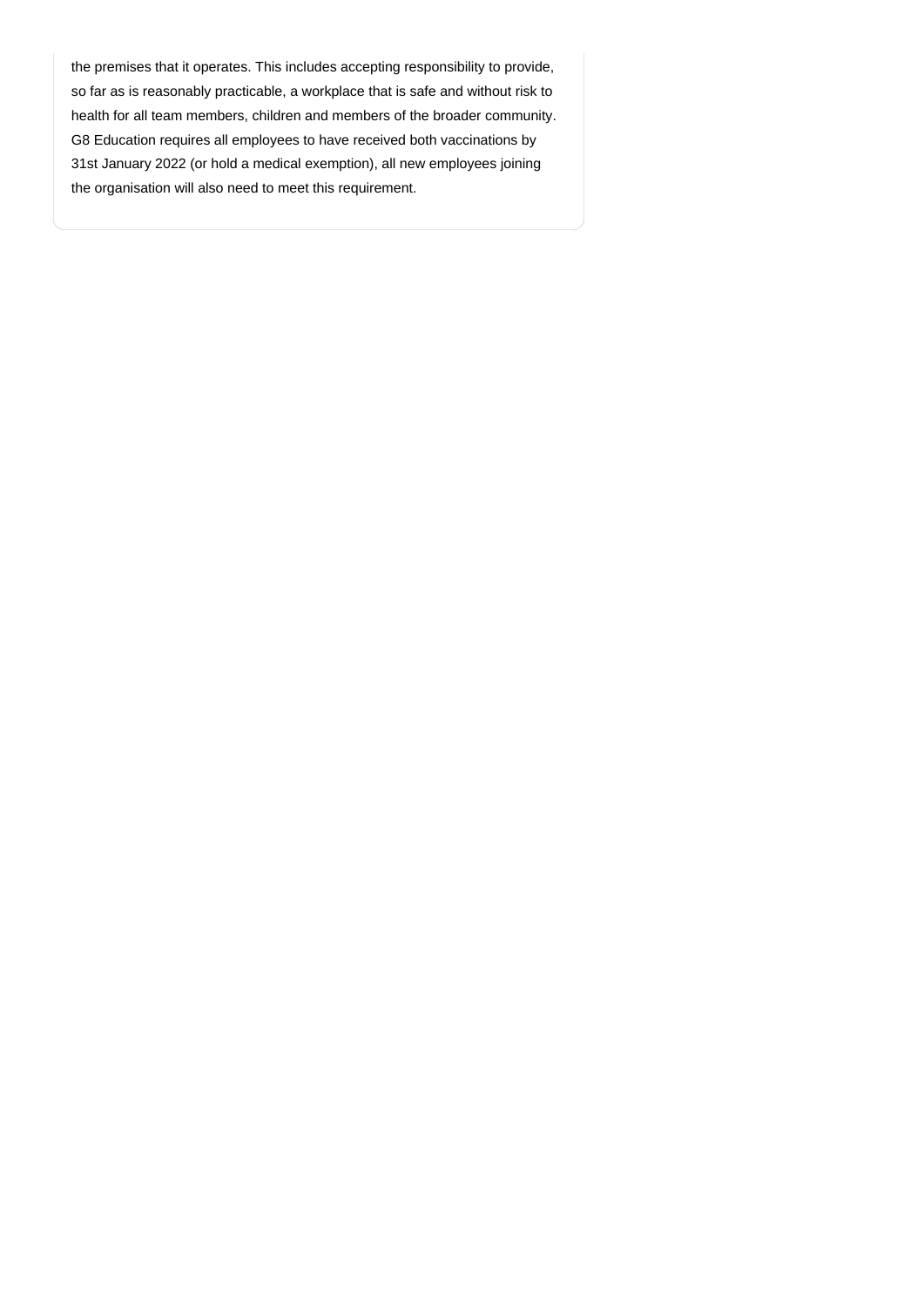the premises that it operates. This includes accepting responsibility to provide, so far as is reasonably practicable, a workplace that is safe and without risk to health for all team members, children and members of the broader community. G8 Education requires all employees to have received both vaccinations by 31st January 2022 (or hold a medical exemption), all new employees joining the organisation will also need to meet this requirement.